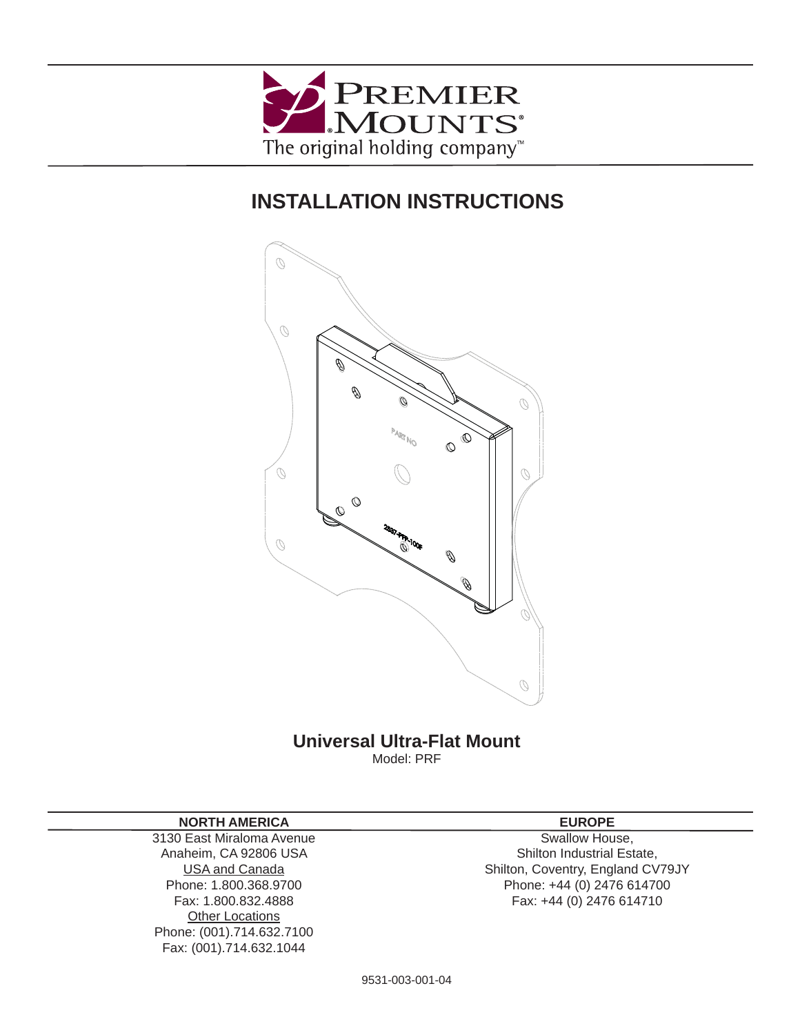PREMIER MOUNTS®

The original holding company™

# INSTALLATION INSTRUCTIONS

## Universal Ultra-Flat Mount

Model: PRF

**NORTH AMERICA**

3130 East Miraloma Avenue
Anaheim, CA 92806 USA
USA and Canada
Phone: 1.800.368.9700
Fax: 1.800.832.4888
Other Locations
Phone: (001).714.632.7100
Fax: (001).714.632.1044

**EUROPE**

Swallow House,
Shilton Industrial Estate,
Shilton, Coventry, England CV79JY
Phone: +44 (0) 2476 614700
Fax: +44 (0) 2476 614710

9531-003-001-04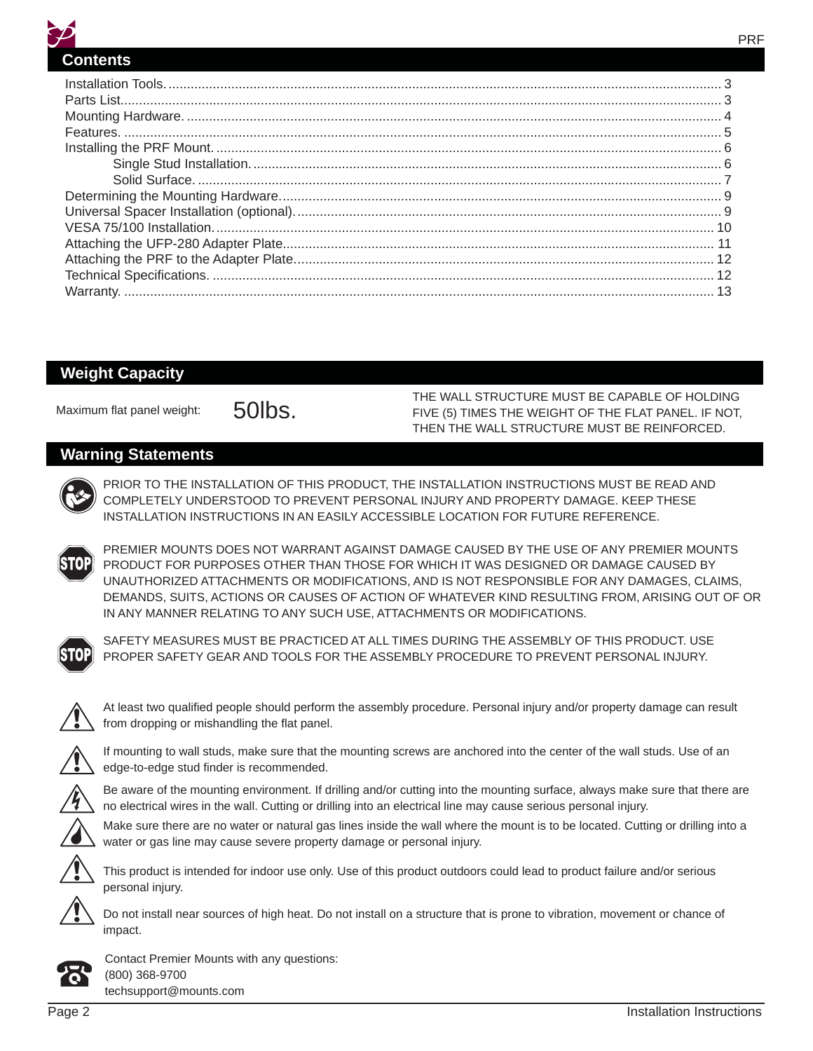## Contents

| | |
|---|---|
| Installation Tools | 3 |
| Parts List | 3 |
| Mounting Hardware | 4 |
| Features | 5 |
| Installing the PRF Mount | 6 |
| Single Stud Installation | 6 |
| Solid Surface | 7 |
| Determining the Mounting Hardware | 9 |
| Universal Spacer Installation (optional) | 9 |
| VESA 75/100 Installation | 10 |
| Attaching the UFP-280 Adapter Plate | 11 |
| Attaching the PRF to the Adapter Plate | 12 |
| Technical Specifications | 12 |
| Warranty | 13 |

## Weight Capacity

Maximum flat panel weight: 50lbs.

THE WALL STRUCTURE MUST BE CAPABLE OF HOLDING FIVE (5) TIMES THE WEIGHT OF THE FLAT PANEL. IF NOT, THEN THE WALL STRUCTURE MUST BE REINFORCED.

## Warning Statements

PRIOR TO THE INSTALLATION OF THIS PRODUCT, THE INSTALLATION INSTRUCTIONS MUST BE READ AND COMPLETELY UNDERSTOOD TO PREVENT PERSONAL INJURY AND PROPERTY DAMAGE. KEEP THESE INSTALLATION INSTRUCTIONS IN AN EASILY ACCESSIBLE LOCATION FOR FUTURE REFERENCE.

PREMIER MOUNTS DOES NOT WARRANT AGAINST DAMAGE CAUSED BY THE USE OF ANY PREMIER MOUNTS PRODUCT FOR PURPOSES OTHER THAN THOSE FOR WHICH IT WAS DESIGNED OR DAMAGE CAUSED BY UNAUTHORIZED ATTACHMENTS OR MODIFICATIONS, AND IS NOT RESPONSIBLE FOR ANY DAMAGES, CLAIMS, DEMANDS, SUITS, ACTIONS OR CAUSES OF ACTION OF WHATEVER KIND RESULTING FROM, ARISING OUT OF OR IN ANY MANNER RELATING TO ANY SUCH USE, ATTACHMENTS OR MODIFICATIONS.

SAFETY MEASURES MUST BE PRACTICED AT ALL TIMES DURING THE ASSEMBLY OF THIS PRODUCT. USE PROPER SAFETY GEAR AND TOOLS FOR THE ASSEMBLY PROCEDURE TO PREVENT PERSONAL INJURY.

At least two qualified people should perform the assembly procedure. Personal injury and/or property damage can result from dropping or mishandling the flat panel.

If mounting to wall studs, make sure that the mounting screws are anchored into the center of the wall studs. Use of an edge-to-edge stud finder is recommended.

Be aware of the mounting environment. If drilling and/or cutting into the mounting surface, always make sure that there are no electrical wires in the wall. Cutting or drilling into an electrical line may cause serious personal injury.

Make sure there are no water or natural gas lines inside the wall where the mount is to be located. Cutting or drilling into a water or gas line may cause severe property damage or personal injury.

This product is intended for indoor use only. Use of this product outdoors could lead to product failure and/or serious personal injury.

Do not install near sources of high heat. Do not install on a structure that is prone to vibration, movement or chance of impact.

Contact Premier Mounts with any questions:
(800) 368-9700
techsupport@mounts.com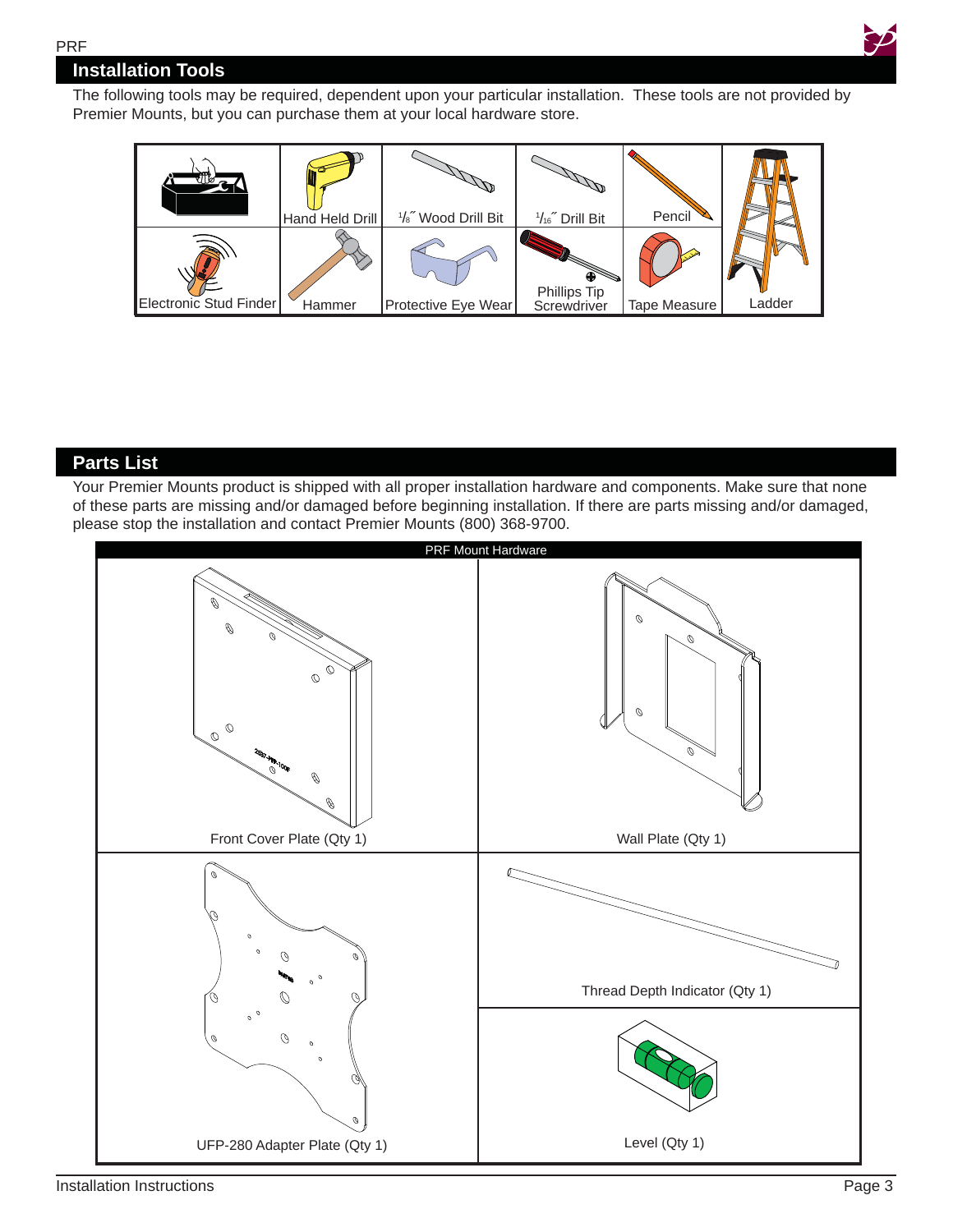## Installation Tools

The following tools may be required, dependent upon your particular installation. These tools are not provided by Premier Mounts, but you can purchase them at your local hardware store.

| | Hand Held Drill | 1/8" Wood Drill Bit | 1/16" Drill Bit | Pencil | Ladder |
|---|---|---|---|---|---|
| Electronic Stud Finder | Hammer | Protective Eye Wear | Phillips Tip Screwdriver | Tape Measure | |

## Parts List

Your Premier Mounts product is shipped with all proper installation hardware and components. Make sure that none of these parts are missing and/or damaged before beginning installation. If there are parts missing and/or damaged, please stop the installation and contact Premier Mounts (800) 368-9700.

| PRF Mount Hardware | |
|---|---|
| Front Cover Plate (Qty 1) | Wall Plate (Qty 1) |
| UFP-280 Adapter Plate (Qty 1) | Thread Depth Indicator (Qty 1) |
| | Level (Qty 1) |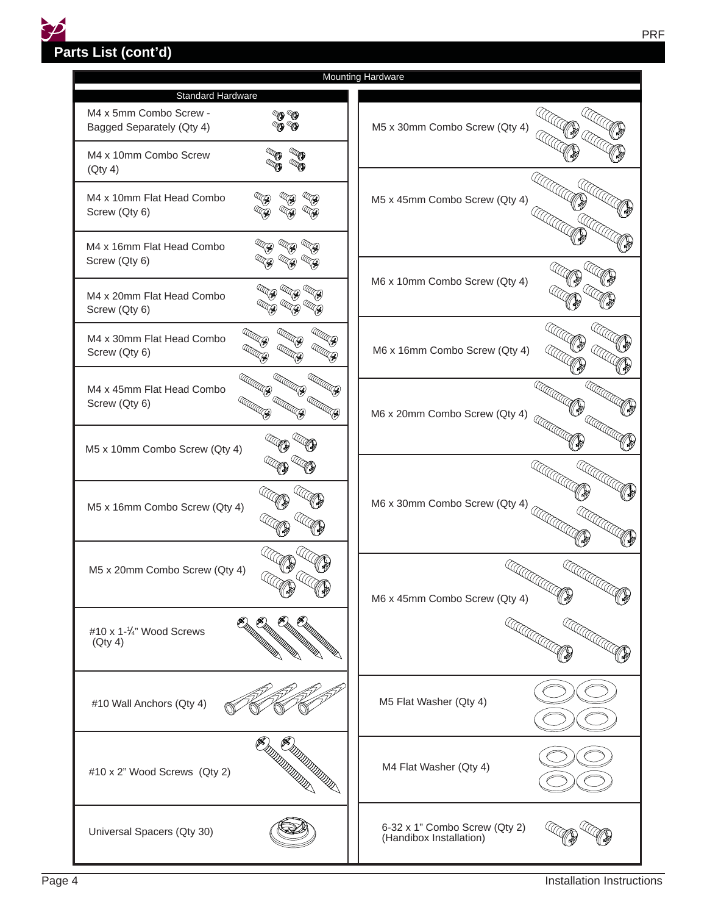## Parts List (cont'd)

### Mounting Hardware

| Standard Hardware | |
|---|---|
| M4 x 5mm Combo Screw - Bagged Separately (Qty 4) | M5 x 30mm Combo Screw (Qty 4) |
| M4 x 10mm Combo Screw (Qty 4) | M5 x 45mm Combo Screw (Qty 4) |
| M4 x 10mm Flat Head Combo Screw (Qty 6) | M6 x 10mm Combo Screw (Qty 4) |
| M4 x 16mm Flat Head Combo Screw (Qty 6) | M6 x 16mm Combo Screw (Qty 4) |
| M4 x 20mm Flat Head Combo Screw (Qty 6) | M6 x 20mm Combo Screw (Qty 4) |
| M4 x 30mm Flat Head Combo Screw (Qty 6) | M6 x 30mm Combo Screw (Qty 4) |
| M4 x 45mm Flat Head Combo Screw (Qty 6) | M6 x 45mm Combo Screw (Qty 4) |
| M5 x 10mm Combo Screw (Qty 4) | M5 Flat Washer (Qty 4) |
| M5 x 16mm Combo Screw (Qty 4) | M4 Flat Washer (Qty 4) |
| M5 x 20mm Combo Screw (Qty 4) | 6-32 x 1" Combo Screw (Qty 2) (Handibox Installation) |
| #10 x 1-¾" Wood Screws (Qty 4) | |
| #10 Wall Anchors (Qty 4) | |
| #10 x 2" Wood Screws (Qty 2) | |
| Universal Spacers (Qty 30) | |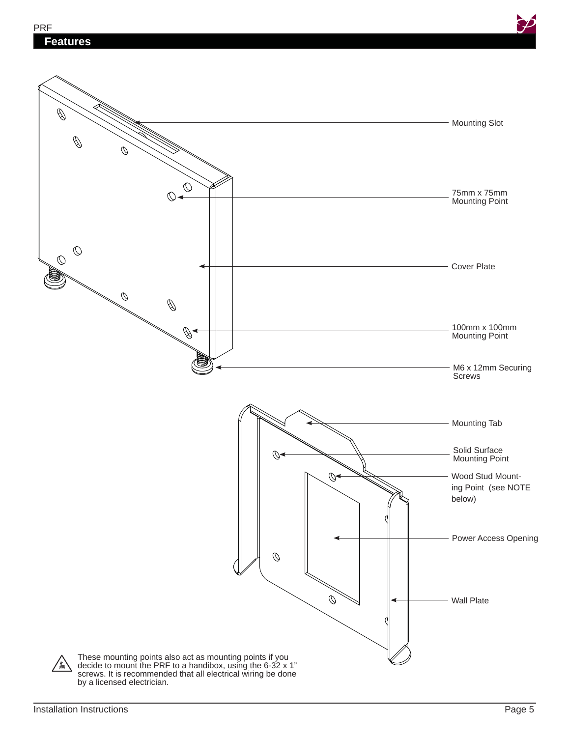## Features

Mounting Slot

75mm x 75mm Mounting Point

Cover Plate

100mm x 100mm Mounting Point

M6 x 12mm Securing Screws

Mounting Tab

Solid Surface Mounting Point

Wood Stud Mounting Point (see NOTE below)

Power Access Opening

Wall Plate

These mounting points also act as mounting points if you decide to mount the PRF to a handibox, using the 6-32 x 1" screws. It is recommended that all electrical wiring be done by a licensed electrician.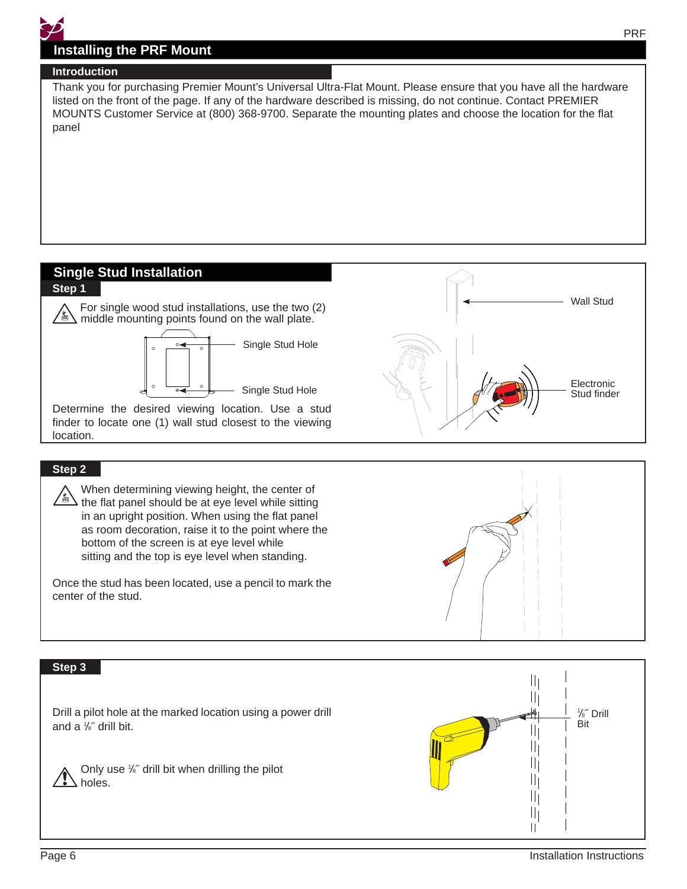# Installing the PRF Mount

## Introduction

Thank you for purchasing Premier Mount's Universal Ultra-Flat Mount. Please ensure that you have all the hardware listed on the front of the page. If any of the hardware described is missing, do not continue. Contact PREMIER MOUNTS Customer Service at (800) 368-9700. Separate the mounting plates and choose the location for the flat panel

## Single Stud Installation

### Step 1

For single wood stud installations, use the two (2) middle mounting points found on the wall plate.

Single Stud Hole

Single Stud Hole

Determine the desired viewing location. Use a stud finder to locate one (1) wall stud closest to the viewing location.

Wall Stud

Electronic Stud finder

### Step 2

When determining viewing height, the center of the flat panel should be at eye level while sitting in an upright position. When using the flat panel as room decoration, raise it to the point where the bottom of the screen is at eye level while sitting and the top is eye level when standing.

Once the stud has been located, use a pencil to mark the center of the stud.

### Step 3

Drill a pilot hole at the marked location using a power drill and a ⅛″ drill bit.

Only use ⅛″ drill bit when drilling the pilot holes.

⅛″ Drill Bit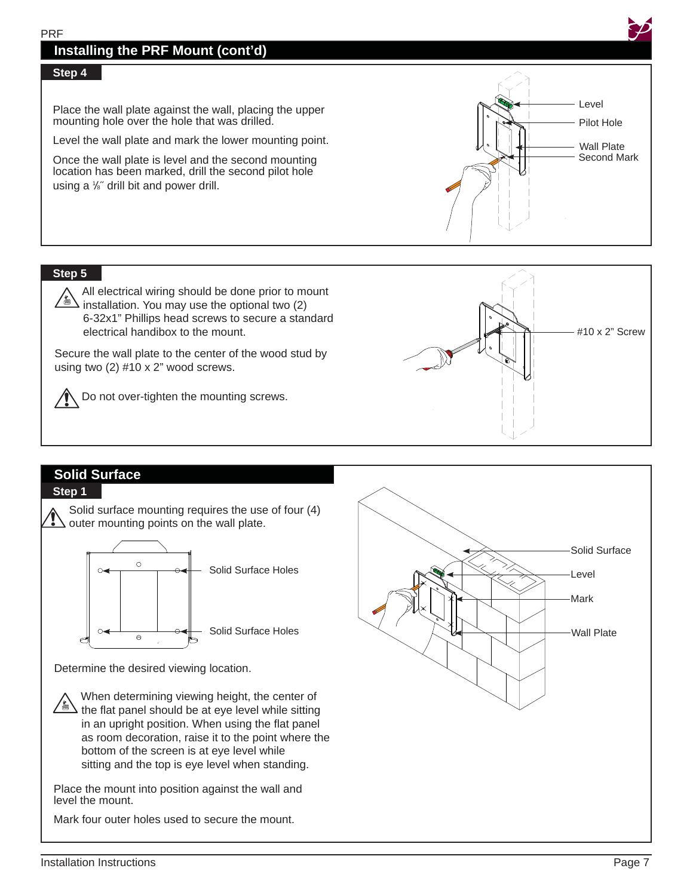## Installing the PRF Mount (cont'd)

### Step 4

Place the wall plate against the wall, placing the upper mounting hole over the hole that was drilled.

Level the wall plate and mark the lower mounting point.

Once the wall plate is level and the second mounting location has been marked, drill the second pilot hole using a ⅛˝ drill bit and power drill.

Level
Pilot Hole
Wall Plate
Second Mark

### Step 5

All electrical wiring should be done prior to mount installation. You may use the optional two (2) 6-32x1" Phillips head screws to secure a standard electrical handibox to the mount.

Secure the wall plate to the center of the wood stud by using two (2) #10 x 2" wood screws.

Do not over-tighten the mounting screws.

#10 x 2" Screw

## Solid Surface

### Step 1

Solid surface mounting requires the use of four (4) outer mounting points on the wall plate.

Solid Surface Holes

Solid Surface Holes

Determine the desired viewing location.

When determining viewing height, the center of the flat panel should be at eye level while sitting in an upright position. When using the flat panel as room decoration, raise it to the point where the bottom of the screen is at eye level while sitting and the top is eye level when standing.

Place the mount into position against the wall and level the mount.

Mark four outer holes used to secure the mount.

Solid Surface
Level
Mark
Wall Plate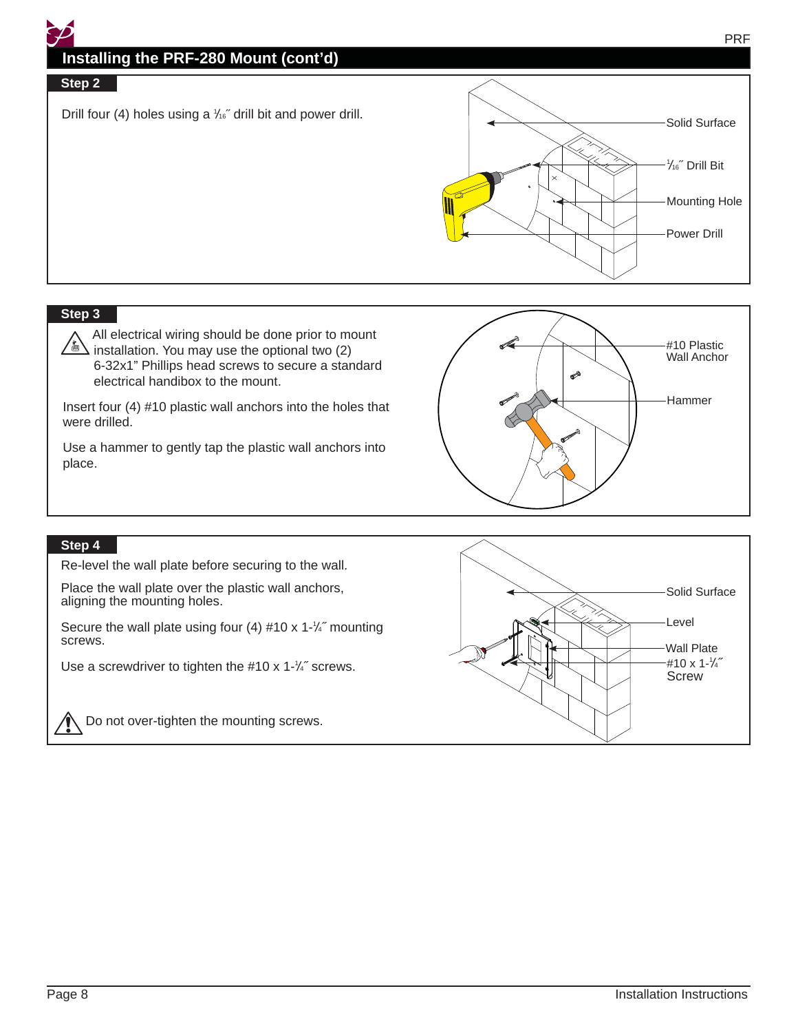## Installing the PRF-280 Mount (cont'd)

### Step 2

Drill four (4) holes using a 1⁄16″ drill bit and power drill.

Solid Surface

1⁄16″ Drill Bit

Mounting Hole

Power Drill

### Step 3

⚠ All electrical wiring should be done prior to mount installation. You may use the optional two (2) 6-32x1" Phillips head screws to secure a standard electrical handibox to the mount.

Insert four (4) #10 plastic wall anchors into the holes that were drilled.

Use a hammer to gently tap the plastic wall anchors into place.

#10 Plastic Wall Anchor

Hammer

### Step 4

Re-level the wall plate before securing to the wall.

Place the wall plate over the plastic wall anchors, aligning the mounting holes.

Secure the wall plate using four (4) #10 x 1-¼″ mounting screws.

Use a screwdriver to tighten the #10 x 1-¼″ screws.

⚠ Do not over-tighten the mounting screws.

Solid Surface

Level

Wall Plate

#10 x 1-¼″ Screw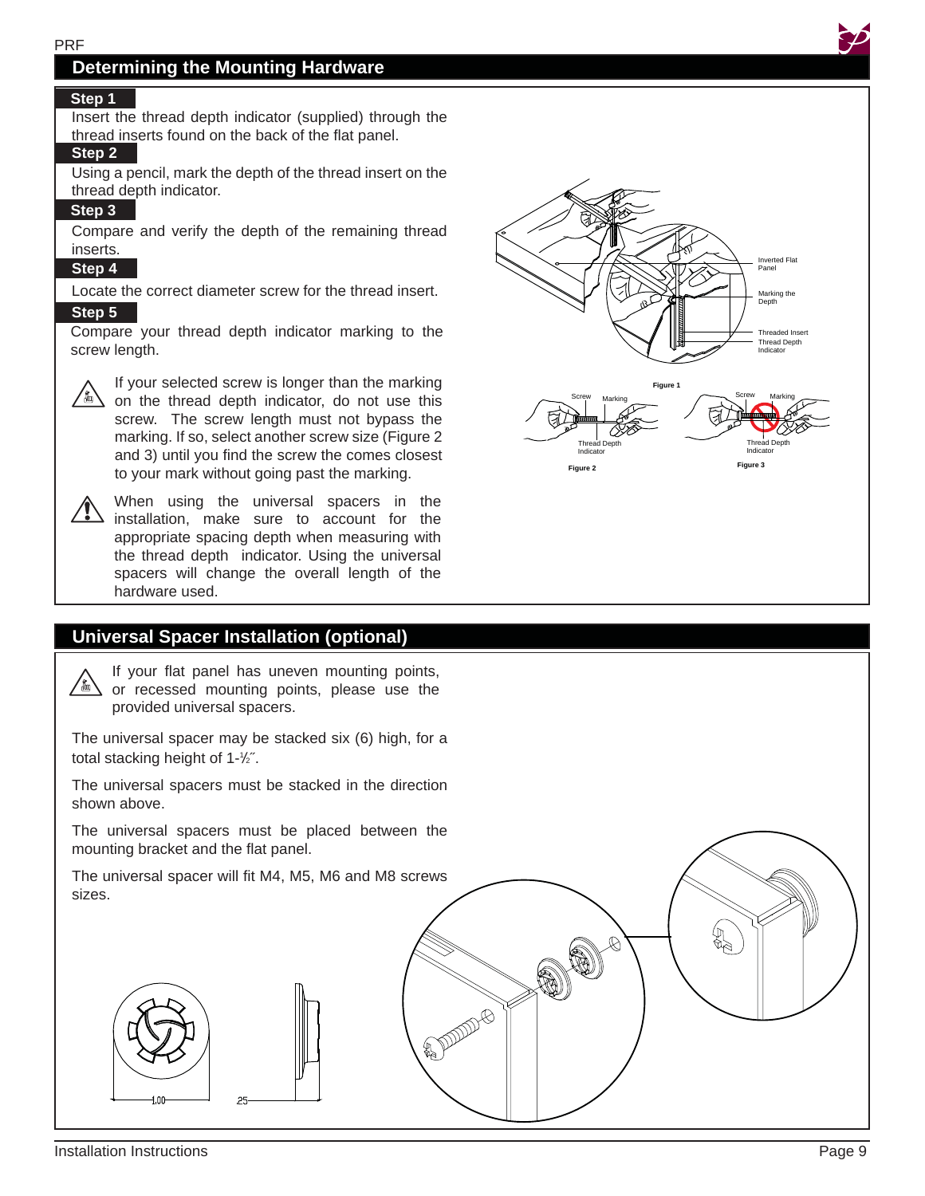## Determining the Mounting Hardware

**Step 1**

Insert the thread depth indicator (supplied) through the thread inserts found on the back of the flat panel.

**Step 2**

Using a pencil, mark the depth of the thread insert on the thread depth indicator.

**Step 3**

Compare and verify the depth of the remaining thread inserts.

**Step 4**

Locate the correct diameter screw for the thread insert.

**Step 5**

Compare your thread depth indicator marking to the screw length.

If your selected screw is longer than the marking on the thread depth indicator, do not use this screw. The screw length must not bypass the marking. If so, select another screw size (Figure 2 and 3) until you find the screw the comes closest to your mark without going past the marking.

When using the universal spacers in the installation, make sure to account for the appropriate spacing depth when measuring with the thread depth indicator. Using the universal spacers will change the overall length of the hardware used.

Inverted Flat Panel

Marking the Depth

Threaded Insert

Thread Depth Indicator

Figure 1

Screw | Marking | Thread Depth Indicator

Figure 2

Screw | Marking | Thread Depth Indicator

Figure 3

## Universal Spacer Installation (optional)

If your flat panel has uneven mounting points, or recessed mounting points, please use the provided universal spacers.

The universal spacer may be stacked six (6) high, for a total stacking height of 1-½″.

The universal spacers must be stacked in the direction shown above.

The universal spacers must be placed between the mounting bracket and the flat panel.

The universal spacer will fit M4, M5, M6 and M8 screws sizes.

1.00

.25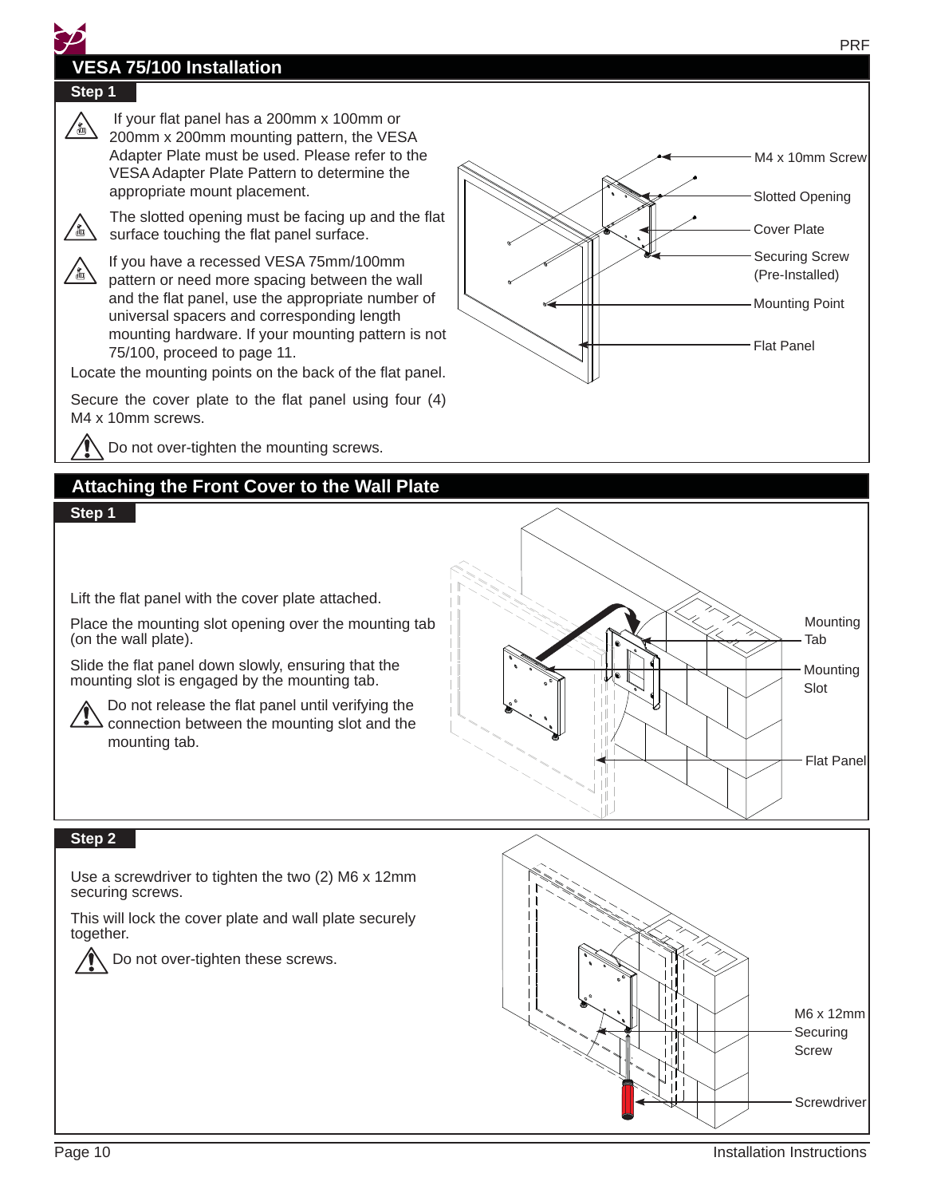## VESA 75/100 Installation

### Step 1

If your flat panel has a 200mm x 100mm or 200mm x 200mm mounting pattern, the VESA Adapter Plate must be used. Please refer to the VESA Adapter Plate Pattern to determine the appropriate mount placement.

The slotted opening must be facing up and the flat surface touching the flat panel surface.

If you have a recessed VESA 75mm/100mm pattern or need more spacing between the wall and the flat panel, use the appropriate number of universal spacers and corresponding length mounting hardware. If your mounting pattern is not 75/100, proceed to page 11.

Locate the mounting points on the back of the flat panel.

Secure the cover plate to the flat panel using four (4) M4 x 10mm screws.

Do not over-tighten the mounting screws.

M4 x 10mm Screw

Slotted Opening

Cover Plate

Securing Screw (Pre-Installed)

Mounting Point

Flat Panel

## Attaching the Front Cover to the Wall Plate

### Step 1

Lift the flat panel with the cover plate attached.

Place the mounting slot opening over the mounting tab (on the wall plate).

Slide the flat panel down slowly, ensuring that the mounting slot is engaged by the mounting tab.

Do not release the flat panel until verifying the connection between the mounting slot and the mounting tab.

Mounting Tab

Mounting Slot

Flat Panel

### Step 2

Use a screwdriver to tighten the two (2) M6 x 12mm securing screws.

This will lock the cover plate and wall plate securely together.

Do not over-tighten these screws.

M6 x 12mm Securing Screw

Screwdriver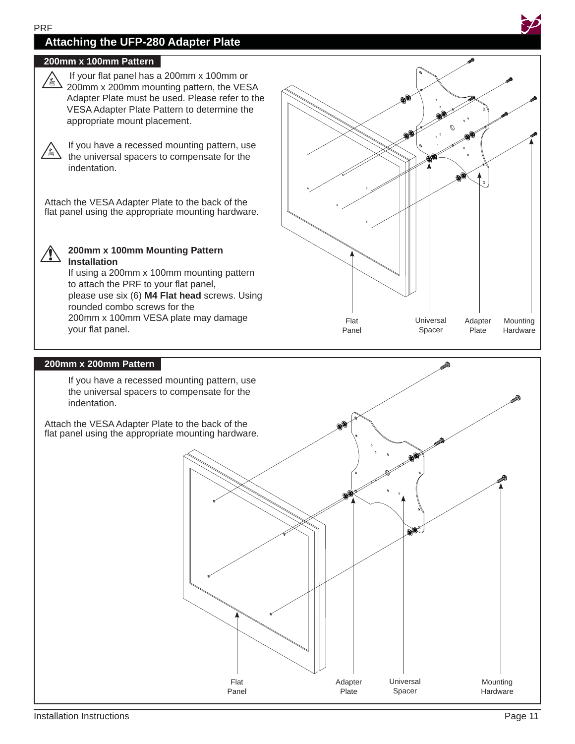## Attaching the UFP-280 Adapter Plate

### 200mm x 100mm Pattern

If your flat panel has a 200mm x 100mm or 200mm x 200mm mounting pattern, the VESA Adapter Plate must be used. Please refer to the VESA Adapter Plate Pattern to determine the appropriate mount placement.

If you have a recessed mounting pattern, use the universal spacers to compensate for the indentation.

Attach the VESA Adapter Plate to the back of the flat panel using the appropriate mounting hardware.

**200mm x 100mm Mounting Pattern Installation**
If using a 200mm x 100mm mounting pattern to attach the PRF to your flat panel, please use six (6) **M4 Flat head** screws. Using rounded combo screws for the 200mm x 100mm VESA plate may damage your flat panel.

Flat Panel | Universal Spacer | Adapter Plate | Mounting Hardware

### 200mm x 200mm Pattern

If you have a recessed mounting pattern, use the universal spacers to compensate for the indentation.

Attach the VESA Adapter Plate to the back of the flat panel using the appropriate mounting hardware.

Flat Panel | Adapter Plate | Universal Spacer | Mounting Hardware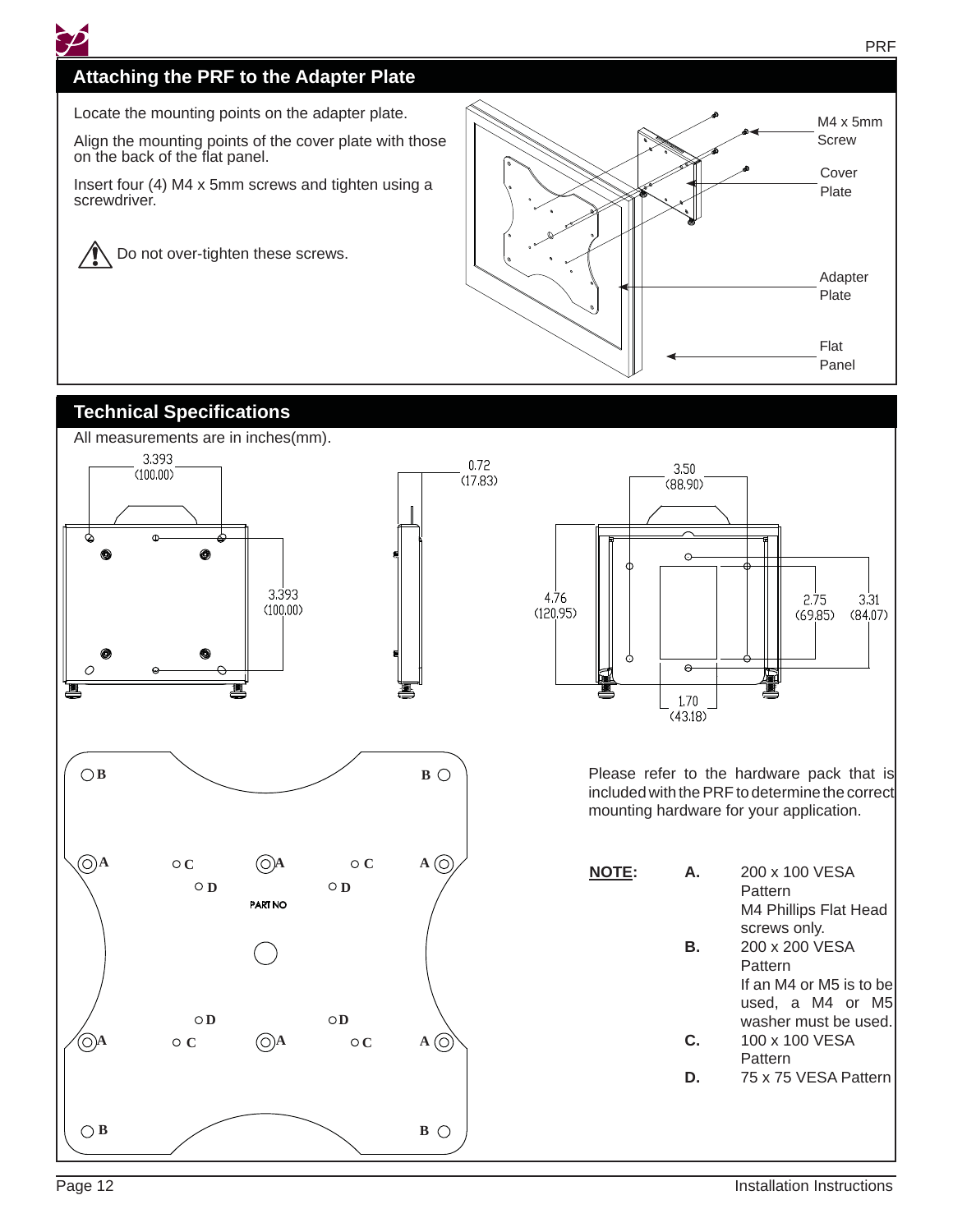## Attaching the PRF to the Adapter Plate

Locate the mounting points on the adapter plate.

Align the mounting points of the cover plate with those on the back of the flat panel.

Insert four (4) M4 x 5mm screws and tighten using a screwdriver.

⚠ Do not over-tighten these screws.

M4 x 5mm Screw

Cover Plate

Adapter Plate

Flat Panel

## Technical Specifications

All measurements are in inches(mm).

3.393 (100.00)

3.393 (100.00)

0.72 (17.83)

3.50 (88.90)

4.76 (120.95)

2.75 (69.85)

3.31 (84.07)

1.70 (43.18)

PART NO

Please refer to the hardware pack that is included with the PRF to determine the correct mounting hardware for your application.

**NOTE:**

**A.** 200 x 100 VESA Pattern
M4 Phillips Flat Head screws only.

**B.** 200 x 200 VESA Pattern
If an M4 or M5 is to be used, a M4 or M5 washer must be used.

**C.** 100 x 100 VESA Pattern

**D.** 75 x 75 VESA Pattern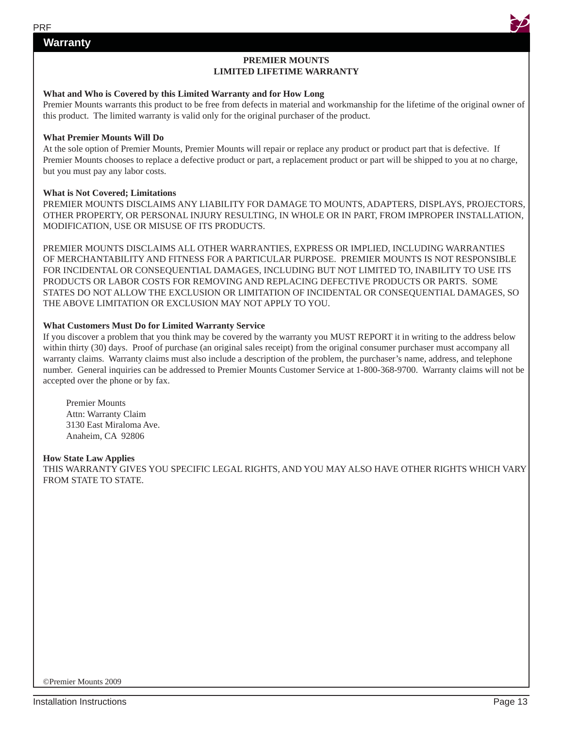## Warranty

**PREMIER MOUNTS**
**LIMITED LIFETIME WARRANTY**

**What and Who is Covered by this Limited Warranty and for How Long**

Premier Mounts warrants this product to be free from defects in material and workmanship for the lifetime of the original owner of this product. The limited warranty is valid only for the original purchaser of the product.

**What Premier Mounts Will Do**

At the sole option of Premier Mounts, Premier Mounts will repair or replace any product or product part that is defective. If Premier Mounts chooses to replace a defective product or part, a replacement product or part will be shipped to you at no charge, but you must pay any labor costs.

**What is Not Covered; Limitations**

PREMIER MOUNTS DISCLAIMS ANY LIABILITY FOR DAMAGE TO MOUNTS, ADAPTERS, DISPLAYS, PROJECTORS, OTHER PROPERTY, OR PERSONAL INJURY RESULTING, IN WHOLE OR IN PART, FROM IMPROPER INSTALLATION, MODIFICATION, USE OR MISUSE OF ITS PRODUCTS.

PREMIER MOUNTS DISCLAIMS ALL OTHER WARRANTIES, EXPRESS OR IMPLIED, INCLUDING WARRANTIES OF MERCHANTABILITY AND FITNESS FOR A PARTICULAR PURPOSE. PREMIER MOUNTS IS NOT RESPONSIBLE FOR INCIDENTAL OR CONSEQUENTIAL DAMAGES, INCLUDING BUT NOT LIMITED TO, INABILITY TO USE ITS PRODUCTS OR LABOR COSTS FOR REMOVING AND REPLACING DEFECTIVE PRODUCTS OR PARTS. SOME STATES DO NOT ALLOW THE EXCLUSION OR LIMITATION OF INCIDENTAL OR CONSEQUENTIAL DAMAGES, SO THE ABOVE LIMITATION OR EXCLUSION MAY NOT APPLY TO YOU.

**What Customers Must Do for Limited Warranty Service**

If you discover a problem that you think may be covered by the warranty you MUST REPORT it in writing to the address below within thirty (30) days. Proof of purchase (an original sales receipt) from the original consumer purchaser must accompany all warranty claims. Warranty claims must also include a description of the problem, the purchaser's name, address, and telephone number. General inquiries can be addressed to Premier Mounts Customer Service at 1-800-368-9700. Warranty claims will not be accepted over the phone or by fax.

Premier Mounts
Attn: Warranty Claim
3130 East Miraloma Ave.
Anaheim, CA 92806

**How State Law Applies**

THIS WARRANTY GIVES YOU SPECIFIC LEGAL RIGHTS, AND YOU MAY ALSO HAVE OTHER RIGHTS WHICH VARY FROM STATE TO STATE.

©Premier Mounts 2009